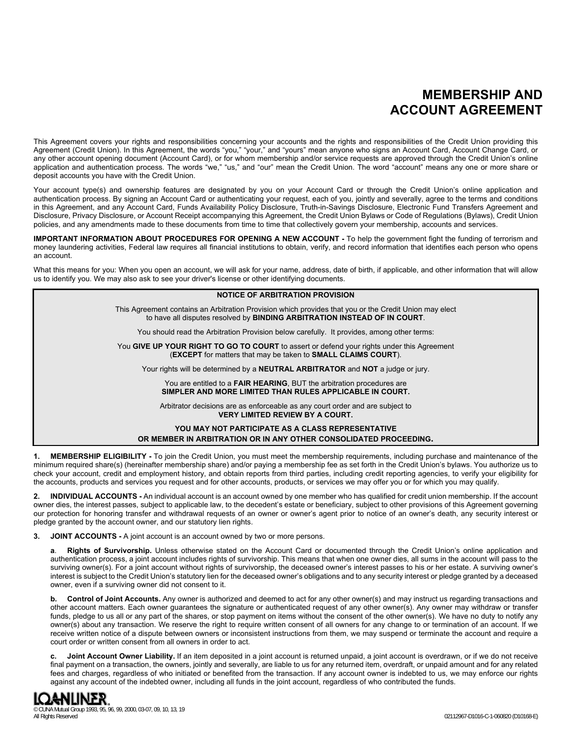# MEMBERSHIP AND ACCOUNT AGREEMENT

This Agreement covers your rights and responsibilities concerning your accounts and the rights and responsibilities of the Credit Union providing this Agreement (Credit Union). In this Agreement, the words "you," "your," and "yours" mean anyone who signs an Account Card, Account Change Card, or any other account opening document (Account Card), or for whom membership and/or service requests are approved through the Credit Union's online application and authentication process. The words "we," "us," and "our" mean the Credit Union. The word "account" means any one or more share or deposit accounts you have with the Credit Union.

Your account type(s) and ownership features are designated by you on your Account Card or through the Credit Union's online application and authentication process. By signing an Account Card or authenticating your request, each of you, jointly and severally, agree to the terms and conditions in this Agreement, and any Account Card, Funds Availability Policy Disclosure, Truth-in-Savings Disclosure, Electronic Fund Transfers Agreement and Disclosure, Privacy Disclosure, or Account Receipt accompanying this Agreement, the Credit Union Bylaws or Code of Regulations (Bylaws), Credit Union policies, and any amendments made to these documents from time to time that collectively govern your membership, accounts and services.

**IMPORTANT INFORMATION ABOUT PROCEDURES FOR OPENING A NEW ACCOUNT -** To help the government fight the funding of terrorism and money laundering activities, Federal law requires all financial institutions to obtain, verify, and record information that identifies each person who opens an account.

What this means for you: When you open an account, we will ask for your name, address, date of birth, if applicable, and other information that will allow us to identify you. We may also ask to see your driver's license or other identifying documents.

**NOTICE OF ARBITRATION PROVISION**

This Agreement contains an Arbitration Provision which provides that you or the Credit Union may elect to have all disputes resolved by **BINDING ARBITRATION INSTEAD OF IN COURT**.

You should read the Arbitration Provision below carefully. It provides, among other terms:

You **GIVE UP YOUR RIGHT TO GO TO COURT** to assert or defend your rights under this Agreement (**EXCEPT** for matters that may be taken to **SMALL CLAIMS COURT**).

Your rights will be determined by a **NEUTRAL ARBITRATOR** and **NOT** a judge or jury.

You are entitled to a **FAIR HEARING**, BUT the arbitration procedures are **SIMPLER AND MORE LIMITED THAN RULES APPLICABLE IN COURT.**

Arbitrator decisions are as enforceable as any court order and are subject to **VERY LIMITED REVIEW BY A COURT.**

**YOU MAY NOT PARTICIPATE AS A CLASS REPRESENTATIVE OR MEMBER IN ARBITRATION OR IN ANY OTHER CONSOLIDATED PROCEEDING.**

**1. MEMBERSHIP ELIGIBILITY -** To join the Credit Union, you must meet the membership requirements, including purchase and maintenance of the minimum required share(s) (hereinafter membership share) and/or paying a membership fee as set forth in the Credit Union's bylaws. You authorize us to check your account, credit and employment history, and obtain reports from third parties, including credit reporting agencies, to verify your eligibility for the accounts, products and services you request and for other accounts, products, or services we may offer you or for which you may qualify.

**2. INDIVIDUAL ACCOUNTS -** An individual account is an account owned by one member who has qualified for credit union membership. If the account owner dies, the interest passes, subject to applicable law, to the decedent's estate or beneficiary, subject to other provisions of this Agreement governing our protection for honoring transfer and withdrawal requests of an owner or owner's agent prior to notice of an owner's death, any security interest or pledge granted by the account owner, and our statutory lien rights.

**3. JOINT ACCOUNTS -** A joint account is an account owned by two or more persons.

**a. Rights of Survivorship.** Unless otherwise stated on the Account Card or documented through the Credit Union's online application and authentication process, a joint account includes rights of survivorship. This means that when one owner dies, all sums in the account will pass to the surviving owner(s). For a joint account without rights of survivorship, the deceased owner's interest passes to his or her estate. A surviving owner's interest is subject to the Credit Union's statutory lien for the deceased owner's obligations and to any security interest or pledge granted by a deceased owner, even if a surviving owner did not consent to it.

**b. Control of Joint Accounts.** Any owner is authorized and deemed to act for any other owner(s) and may instruct us regarding transactions and other account matters. Each owner guarantees the signature or authenticated request of any other owner(s). Any owner may withdraw or transfer funds, pledge to us all or any part of the shares, or stop payment on items without the consent of the other owner(s). We have no duty to notify any owner(s) about any transaction. We reserve the right to require written consent of all owners for any change to or termination of an account. If we receive written notice of a dispute between owners or inconsistent instructions from them, we may suspend or terminate the account and require a court order or written consent from all owners in order to act.

**c. Joint Account Owner Liability.** If an item deposited in a joint account is returned unpaid, a joint account is overdrawn, or if we do not receive final payment on a transaction, the owners, jointly and severally, are liable to us for any returned item, overdraft, or unpaid amount and for any related fees and charges, regardless of who initiated or benefited from the transaction. If any account owner is indebted to us, we may enforce our rights against any account of the indebted owner, including all funds in the joint account, regardless of who contributed the funds.

LOANLINER®
© CUNA Mutual Group 1993, 95, 96, 99, 2000, 03-07, 09, 10, 13, 19
All Rights Reserved

02112967-D1016-C-1-060820 (D10168-E)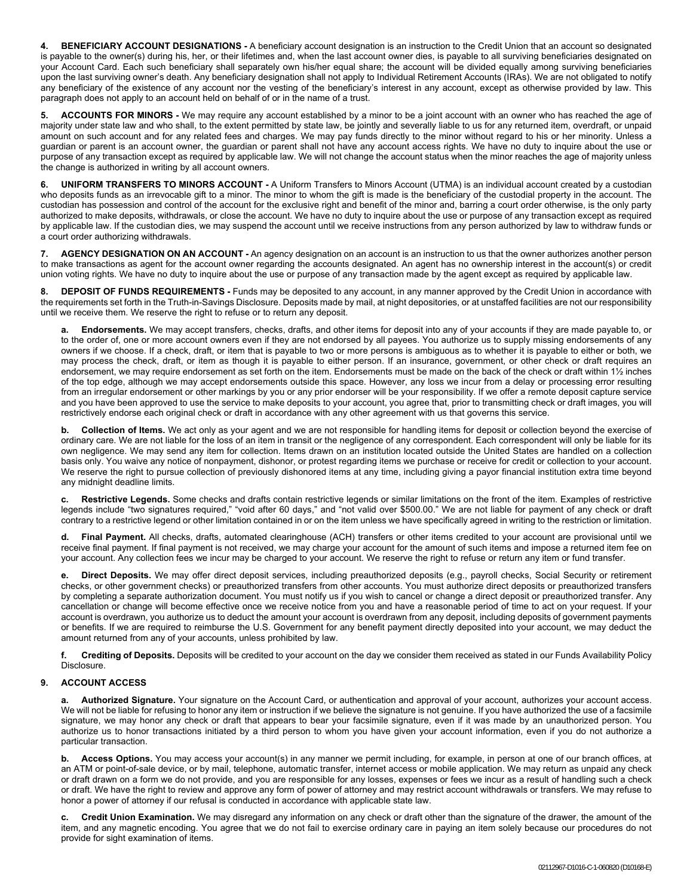**4. BENEFICIARY ACCOUNT DESIGNATIONS -** A beneficiary account designation is an instruction to the Credit Union that an account so designated is payable to the owner(s) during his, her, or their lifetimes and, when the last account owner dies, is payable to all surviving beneficiaries designated on your Account Card. Each such beneficiary shall separately own his/her equal share; the account will be divided equally among surviving beneficiaries upon the last surviving owner's death. Any beneficiary designation shall not apply to Individual Retirement Accounts (IRAs). We are not obligated to notify any beneficiary of the existence of any account nor the vesting of the beneficiary's interest in any account, except as otherwise provided by law. This paragraph does not apply to an account held on behalf of or in the name of a trust.

**5. ACCOUNTS FOR MINORS -** We may require any account established by a minor to be a joint account with an owner who has reached the age of majority under state law and who shall, to the extent permitted by state law, be jointly and severally liable to us for any returned item, overdraft, or unpaid amount on such account and for any related fees and charges. We may pay funds directly to the minor without regard to his or her minority. Unless a guardian or parent is an account owner, the guardian or parent shall not have any account access rights. We have no duty to inquire about the use or purpose of any transaction except as required by applicable law. We will not change the account status when the minor reaches the age of majority unless the change is authorized in writing by all account owners.

**6. UNIFORM TRANSFERS TO MINORS ACCOUNT -** A Uniform Transfers to Minors Account (UTMA) is an individual account created by a custodian who deposits funds as an irrevocable gift to a minor. The minor to whom the gift is made is the beneficiary of the custodial property in the account. The custodian has possession and control of the account for the exclusive right and benefit of the minor and, barring a court order otherwise, is the only party authorized to make deposits, withdrawals, or close the account. We have no duty to inquire about the use or purpose of any transaction except as required by applicable law. If the custodian dies, we may suspend the account until we receive instructions from any person authorized by law to withdraw funds or a court order authorizing withdrawals.

**7. AGENCY DESIGNATION ON AN ACCOUNT -** An agency designation on an account is an instruction to us that the owner authorizes another person to make transactions as agent for the account owner regarding the accounts designated. An agent has no ownership interest in the account(s) or credit union voting rights. We have no duty to inquire about the use or purpose of any transaction made by the agent except as required by applicable law.

**8. DEPOSIT OF FUNDS REQUIREMENTS -** Funds may be deposited to any account, in any manner approved by the Credit Union in accordance with the requirements set forth in the Truth-in-Savings Disclosure. Deposits made by mail, at night depositories, or at unstaffed facilities are not our responsibility until we receive them. We reserve the right to refuse or to return any deposit.

**a. Endorsements.** We may accept transfers, checks, drafts, and other items for deposit into any of your accounts if they are made payable to, or to the order of, one or more account owners even if they are not endorsed by all payees. You authorize us to supply missing endorsements of any owners if we choose. If a check, draft, or item that is payable to two or more persons is ambiguous as to whether it is payable to either or both, we may process the check, draft, or item as though it is payable to either person. If an insurance, government, or other check or draft requires an endorsement, we may require endorsement as set forth on the item. Endorsements must be made on the back of the check or draft within 1½ inches of the top edge, although we may accept endorsements outside this space. However, any loss we incur from a delay or processing error resulting from an irregular endorsement or other markings by you or any prior endorser will be your responsibility. If we offer a remote deposit capture service and you have been approved to use the service to make deposits to your account, you agree that, prior to transmitting check or draft images, you will restrictively endorse each original check or draft in accordance with any other agreement with us that governs this service.

**b. Collection of Items.** We act only as your agent and we are not responsible for handling items for deposit or collection beyond the exercise of ordinary care. We are not liable for the loss of an item in transit or the negligence of any correspondent. Each correspondent will only be liable for its own negligence. We may send any item for collection. Items drawn on an institution located outside the United States are handled on a collection basis only. You waive any notice of nonpayment, dishonor, or protest regarding items we purchase or receive for credit or collection to your account. We reserve the right to pursue collection of previously dishonored items at any time, including giving a payor financial institution extra time beyond any midnight deadline limits.

**c. Restrictive Legends.** Some checks and drafts contain restrictive legends or similar limitations on the front of the item. Examples of restrictive legends include "two signatures required," "void after 60 days," and "not valid over $500.00." We are not liable for payment of any check or draft contrary to a restrictive legend or other limitation contained in or on the item unless we have specifically agreed in writing to the restriction or limitation.

**d. Final Payment.** All checks, drafts, automated clearinghouse (ACH) transfers or other items credited to your account are provisional until we receive final payment. If final payment is not received, we may charge your account for the amount of such items and impose a returned item fee on your account. Any collection fees we incur may be charged to your account. We reserve the right to refuse or return any item or fund transfer.

**e. Direct Deposits.** We may offer direct deposit services, including preauthorized deposits (e.g., payroll checks, Social Security or retirement checks, or other government checks) or preauthorized transfers from other accounts. You must authorize direct deposits or preauthorized transfers by completing a separate authorization document. You must notify us if you wish to cancel or change a direct deposit or preauthorized transfer. Any cancellation or change will become effective once we receive notice from you and have a reasonable period of time to act on your request. If your account is overdrawn, you authorize us to deduct the amount your account is overdrawn from any deposit, including deposits of government payments or benefits. If we are required to reimburse the U.S. Government for any benefit payment directly deposited into your account, we may deduct the amount returned from any of your accounts, unless prohibited by law.

**f. Crediting of Deposits.** Deposits will be credited to your account on the day we consider them received as stated in our Funds Availability Policy Disclosure.

**9. ACCOUNT ACCESS**

**a. Authorized Signature.** Your signature on the Account Card, or authentication and approval of your account, authorizes your account access. We will not be liable for refusing to honor any item or instruction if we believe the signature is not genuine. If you have authorized the use of a facsimile signature, we may honor any check or draft that appears to bear your facsimile signature, even if it was made by an unauthorized person. You authorize us to honor transactions initiated by a third person to whom you have given your account information, even if you do not authorize a particular transaction.

**b. Access Options.** You may access your account(s) in any manner we permit including, for example, in person at one of our branch offices, at an ATM or point-of-sale device, or by mail, telephone, automatic transfer, internet access or mobile application. We may return as unpaid any check or draft drawn on a form we do not provide, and you are responsible for any losses, expenses or fees we incur as a result of handling such a check or draft. We have the right to review and approve any form of power of attorney and may restrict account withdrawals or transfers. We may refuse to honor a power of attorney if our refusal is conducted in accordance with applicable state law.

**c. Credit Union Examination.** We may disregard any information on any check or draft other than the signature of the drawer, the amount of the item, and any magnetic encoding. You agree that we do not fail to exercise ordinary care in paying an item solely because our procedures do not provide for sight examination of items.

02112967-D1016-C-1-060820 (D10168-E)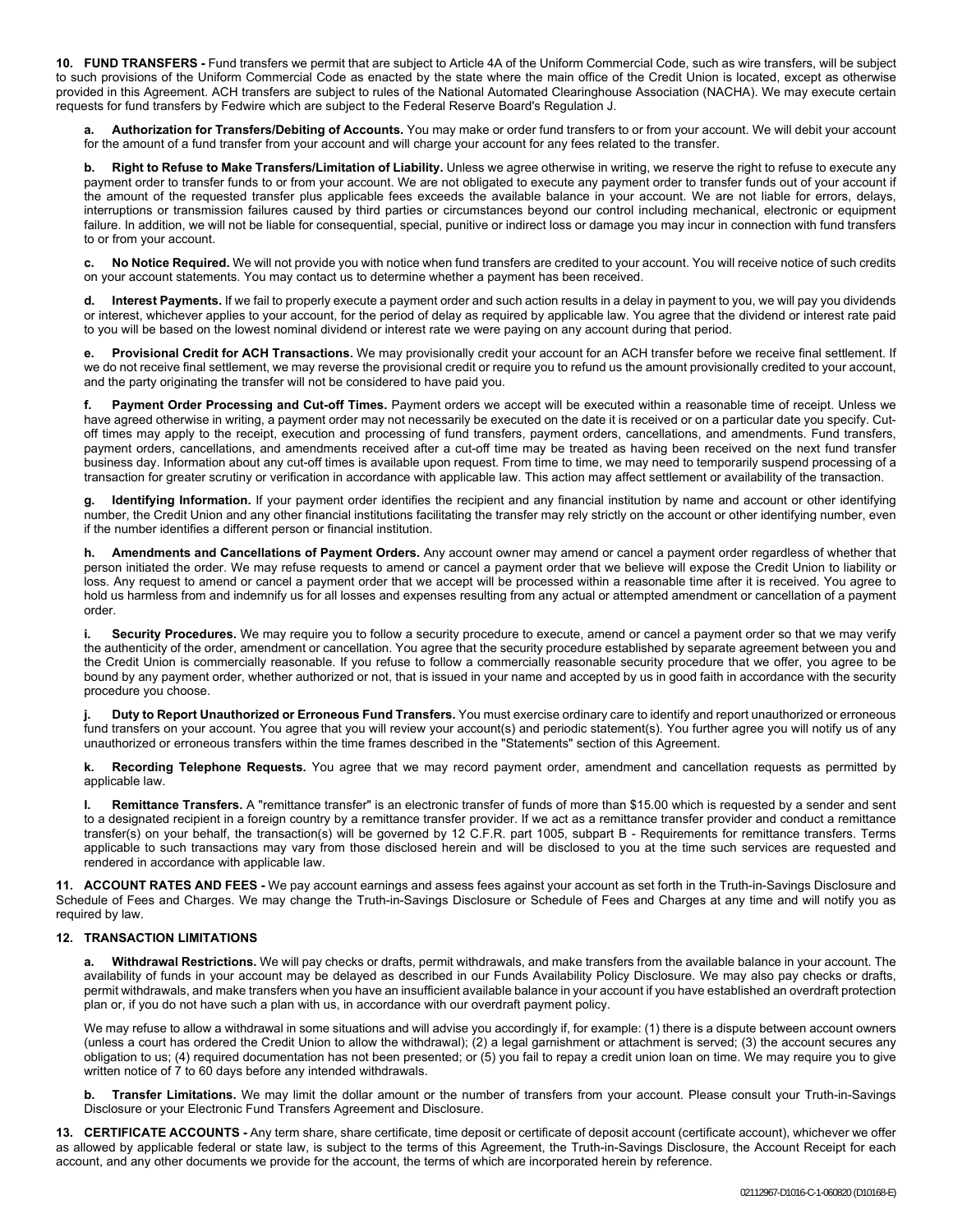**10. FUND TRANSFERS -** Fund transfers we permit that are subject to Article 4A of the Uniform Commercial Code, such as wire transfers, will be subject to such provisions of the Uniform Commercial Code as enacted by the state where the main office of the Credit Union is located, except as otherwise provided in this Agreement. ACH transfers are subject to rules of the National Automated Clearinghouse Association (NACHA). We may execute certain requests for fund transfers by Fedwire which are subject to the Federal Reserve Board's Regulation J.

**a. Authorization for Transfers/Debiting of Accounts.** You may make or order fund transfers to or from your account. We will debit your account for the amount of a fund transfer from your account and will charge your account for any fees related to the transfer.

**b. Right to Refuse to Make Transfers/Limitation of Liability.** Unless we agree otherwise in writing, we reserve the right to refuse to execute any payment order to transfer funds to or from your account. We are not obligated to execute any payment order to transfer funds out of your account if the amount of the requested transfer plus applicable fees exceeds the available balance in your account. We are not liable for errors, delays, interruptions or transmission failures caused by third parties or circumstances beyond our control including mechanical, electronic or equipment failure. In addition, we will not be liable for consequential, special, punitive or indirect loss or damage you may incur in connection with fund transfers to or from your account.

**c. No Notice Required.** We will not provide you with notice when fund transfers are credited to your account. You will receive notice of such credits on your account statements. You may contact us to determine whether a payment has been received.

**d. Interest Payments.** If we fail to properly execute a payment order and such action results in a delay in payment to you, we will pay you dividends or interest, whichever applies to your account, for the period of delay as required by applicable law. You agree that the dividend or interest rate paid to you will be based on the lowest nominal dividend or interest rate we were paying on any account during that period.

**e. Provisional Credit for ACH Transactions.** We may provisionally credit your account for an ACH transfer before we receive final settlement. If we do not receive final settlement, we may reverse the provisional credit or require you to refund us the amount provisionally credited to your account, and the party originating the transfer will not be considered to have paid you.

**f. Payment Order Processing and Cut-off Times.** Payment orders we accept will be executed within a reasonable time of receipt. Unless we have agreed otherwise in writing, a payment order may not necessarily be executed on the date it is received or on a particular date you specify. Cut-off times may apply to the receipt, execution and processing of fund transfers, payment orders, cancellations, and amendments. Fund transfers, payment orders, cancellations, and amendments received after a cut-off time may be treated as having been received on the next fund transfer business day. Information about any cut-off times is available upon request. From time to time, we may need to temporarily suspend processing of a transaction for greater scrutiny or verification in accordance with applicable law. This action may affect settlement or availability of the transaction.

**g. Identifying Information.** If your payment order identifies the recipient and any financial institution by name and account or other identifying number, the Credit Union and any other financial institutions facilitating the transfer may rely strictly on the account or other identifying number, even if the number identifies a different person or financial institution.

**h. Amendments and Cancellations of Payment Orders.** Any account owner may amend or cancel a payment order regardless of whether that person initiated the order. We may refuse requests to amend or cancel a payment order that we believe will expose the Credit Union to liability or loss. Any request to amend or cancel a payment order that we accept will be processed within a reasonable time after it is received. You agree to hold us harmless from and indemnify us for all losses and expenses resulting from any actual or attempted amendment or cancellation of a payment order.

**i. Security Procedures.** We may require you to follow a security procedure to execute, amend or cancel a payment order so that we may verify the authenticity of the order, amendment or cancellation. You agree that the security procedure established by separate agreement between you and the Credit Union is commercially reasonable. If you refuse to follow a commercially reasonable security procedure that we offer, you agree to be bound by any payment order, whether authorized or not, that is issued in your name and accepted by us in good faith in accordance with the security procedure you choose.

**j. Duty to Report Unauthorized or Erroneous Fund Transfers.** You must exercise ordinary care to identify and report unauthorized or erroneous fund transfers on your account. You agree that you will review your account(s) and periodic statement(s). You further agree you will notify us of any unauthorized or erroneous transfers within the time frames described in the "Statements" section of this Agreement.

**k. Recording Telephone Requests.** You agree that we may record payment order, amendment and cancellation requests as permitted by applicable law.

**l. Remittance Transfers.** A "remittance transfer" is an electronic transfer of funds of more than $15.00 which is requested by a sender and sent to a designated recipient in a foreign country by a remittance transfer provider. If we act as a remittance transfer provider and conduct a remittance transfer(s) on your behalf, the transaction(s) will be governed by 12 C.F.R. part 1005, subpart B - Requirements for remittance transfers. Terms applicable to such transactions may vary from those disclosed herein and will be disclosed to you at the time such services are requested and rendered in accordance with applicable law.

**11. ACCOUNT RATES AND FEES -** We pay account earnings and assess fees against your account as set forth in the Truth-in-Savings Disclosure and Schedule of Fees and Charges. We may change the Truth-in-Savings Disclosure or Schedule of Fees and Charges at any time and will notify you as required by law.

**12. TRANSACTION LIMITATIONS**

**a. Withdrawal Restrictions.** We will pay checks or drafts, permit withdrawals, and make transfers from the available balance in your account. The availability of funds in your account may be delayed as described in our Funds Availability Policy Disclosure. We may also pay checks or drafts, permit withdrawals, and make transfers when you have an insufficient available balance in your account if you have established an overdraft protection plan or, if you do not have such a plan with us, in accordance with our overdraft payment policy.

We may refuse to allow a withdrawal in some situations and will advise you accordingly if, for example: (1) there is a dispute between account owners (unless a court has ordered the Credit Union to allow the withdrawal); (2) a legal garnishment or attachment is served; (3) the account secures any obligation to us; (4) required documentation has not been presented; or (5) you fail to repay a credit union loan on time. We may require you to give written notice of 7 to 60 days before any intended withdrawals.

**b. Transfer Limitations.** We may limit the dollar amount or the number of transfers from your account. Please consult your Truth-in-Savings Disclosure or your Electronic Fund Transfers Agreement and Disclosure.

**13. CERTIFICATE ACCOUNTS -** Any term share, share certificate, time deposit or certificate of deposit account (certificate account), whichever we offer as allowed by applicable federal or state law, is subject to the terms of this Agreement, the Truth-in-Savings Disclosure, the Account Receipt for each account, and any other documents we provide for the account, the terms of which are incorporated herein by reference.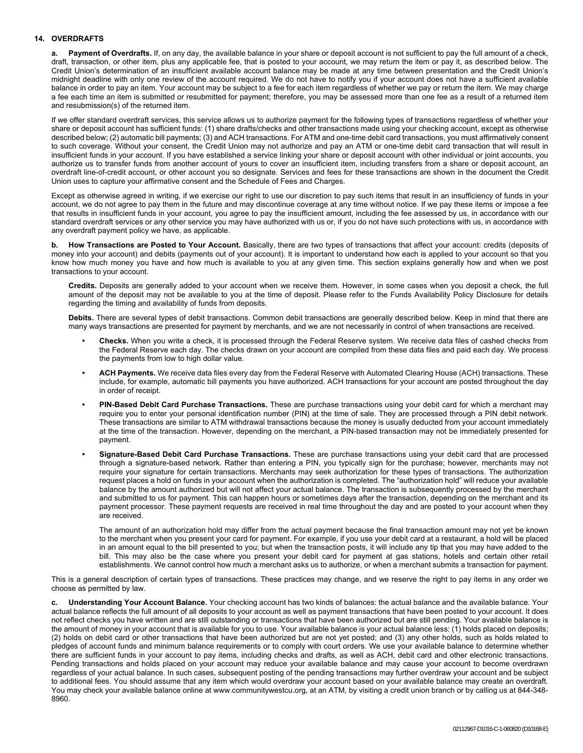## 14. OVERDRAFTS

**a. Payment of Overdrafts.** If, on any day, the available balance in your share or deposit account is not sufficient to pay the full amount of a check, draft, transaction, or other item, plus any applicable fee, that is posted to your account, we may return the item or pay it, as described below. The Credit Union's determination of an insufficient available account balance may be made at any time between presentation and the Credit Union's midnight deadline with only one review of the account required. We do not have to notify you if your account does not have a sufficient available balance in order to pay an item. Your account may be subject to a fee for each item regardless of whether we pay or return the item. We may charge a fee each time an item is submitted or resubmitted for payment; therefore, you may be assessed more than one fee as a result of a returned item and resubmission(s) of the returned item.

If we offer standard overdraft services, this service allows us to authorize payment for the following types of transactions regardless of whether your share or deposit account has sufficient funds: (1) share drafts/checks and other transactions made using your checking account, except as otherwise described below; (2) automatic bill payments; (3) and ACH transactions. For ATM and one-time debit card transactions, you must affirmatively consent to such coverage. Without your consent, the Credit Union may not authorize and pay an ATM or one-time debit card transaction that will result in insufficient funds in your account. If you have established a service linking your share or deposit account with other individual or joint accounts, you authorize us to transfer funds from another account of yours to cover an insufficient item, including transfers from a share or deposit account, an overdraft line-of-credit account, or other account you so designate. Services and fees for these transactions are shown in the document the Credit Union uses to capture your affirmative consent and the Schedule of Fees and Charges.

Except as otherwise agreed in writing, if we exercise our right to use our discretion to pay such items that result in an insufficiency of funds in your account, we do not agree to pay them in the future and may discontinue coverage at any time without notice. If we pay these items or impose a fee that results in insufficient funds in your account, you agree to pay the insufficient amount, including the fee assessed by us, in accordance with our standard overdraft services or any other service you may have authorized with us or, if you do not have such protections with us, in accordance with any overdraft payment policy we have, as applicable.

**b. How Transactions are Posted to Your Account.** Basically, there are two types of transactions that affect your account: credits (deposits of money into your account) and debits (payments out of your account). It is important to understand how each is applied to your account so that you know how much money you have and how much is available to you at any given time. This section explains generally how and when we post transactions to your account.

**Credits.** Deposits are generally added to your account when we receive them. However, in some cases when you deposit a check, the full amount of the deposit may not be available to you at the time of deposit. Please refer to the Funds Availability Policy Disclosure for details regarding the timing and availability of funds from deposits.

**Debits.** There are several types of debit transactions. Common debit transactions are generally described below. Keep in mind that there are many ways transactions are presented for payment by merchants, and we are not necessarily in control of when transactions are received.

- **Checks.** When you write a check, it is processed through the Federal Reserve system. We receive data files of cashed checks from the Federal Reserve each day. The checks drawn on your account are compiled from these data files and paid each day. We process the payments from low to high dollar value.
- **ACH Payments.** We receive data files every day from the Federal Reserve with Automated Clearing House (ACH) transactions. These include, for example, automatic bill payments you have authorized. ACH transactions for your account are posted throughout the day in order of receipt.
- **PIN-Based Debit Card Purchase Transactions.** These are purchase transactions using your debit card for which a merchant may require you to enter your personal identification number (PIN) at the time of sale. They are processed through a PIN debit network. These transactions are similar to ATM withdrawal transactions because the money is usually deducted from your account immediately at the time of the transaction. However, depending on the merchant, a PIN-based transaction may not be immediately presented for payment.
- **Signature-Based Debit Card Purchase Transactions.** These are purchase transactions using your debit card that are processed through a signature-based network. Rather than entering a PIN, you typically sign for the purchase; however, merchants may not require your signature for certain transactions. Merchants may seek authorization for these types of transactions. The authorization request places a hold on funds in your account when the authorization is completed. The "authorization hold" will reduce your available balance by the amount authorized but will not affect your actual balance. The transaction is subsequently processed by the merchant and submitted to us for payment. This can happen hours or sometimes days after the transaction, depending on the merchant and its payment processor. These payment requests are received in real time throughout the day and are posted to your account when they are received.

  The amount of an authorization hold may differ from the actual payment because the final transaction amount may not yet be known to the merchant when you present your card for payment. For example, if you use your debit card at a restaurant, a hold will be placed in an amount equal to the bill presented to you; but when the transaction posts, it will include any tip that you may have added to the bill. This may also be the case where you present your debit card for payment at gas stations, hotels and certain other retail establishments. We cannot control how much a merchant asks us to authorize, or when a merchant submits a transaction for payment.

This is a general description of certain types of transactions. These practices may change, and we reserve the right to pay items in any order we choose as permitted by law.

**c. Understanding Your Account Balance.** Your checking account has two kinds of balances: the actual balance and the available balance. Your actual balance reflects the full amount of all deposits to your account as well as payment transactions that have been posted to your account. It does not reflect checks you have written and are still outstanding or transactions that have been authorized but are still pending. Your available balance is the amount of money in your account that is available for you to use. Your available balance is your actual balance less: (1) holds placed on deposits; (2) holds on debit card or other transactions that have been authorized but are not yet posted; and (3) any other holds, such as holds related to pledges of account funds and minimum balance requirements or to comply with court orders. We use your available balance to determine whether there are sufficient funds in your account to pay items, including checks and drafts, as well as ACH, debit card and other electronic transactions. Pending transactions and holds placed on your account may reduce your available balance and may cause your account to become overdrawn regardless of your actual balance. In such cases, subsequent posting of the pending transactions may further overdraw your account and be subject to additional fees. You should assume that any item which would overdraw your account based on your available balance may create an overdraft. You may check your available balance online at www.communitywestcu.org, at an ATM, by visiting a credit union branch or by calling us at 844-348-8960.

02112967-D1016-C-1-060820 (D10168-E)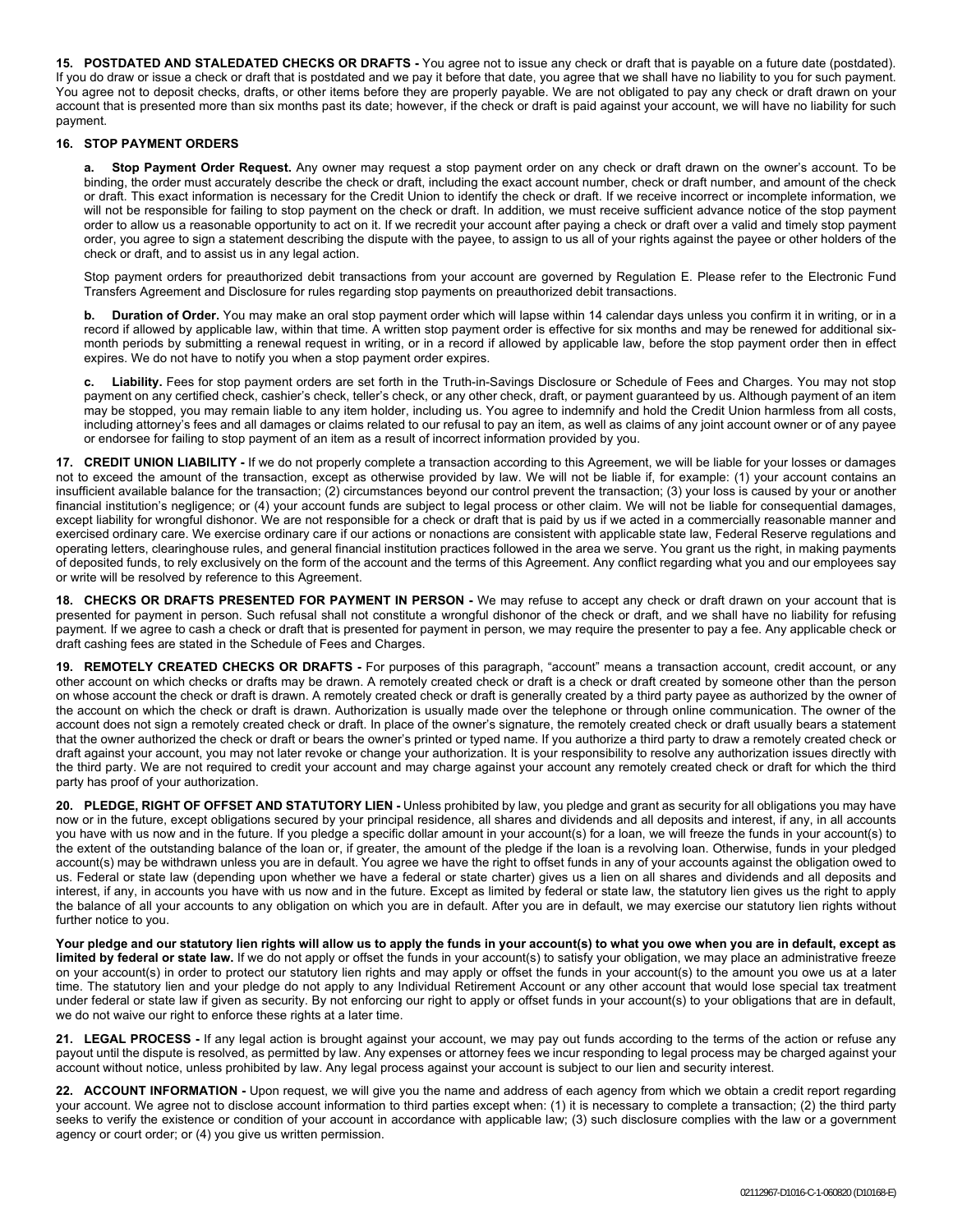**15. POSTDATED AND STALEDATED CHECKS OR DRAFTS -** You agree not to issue any check or draft that is payable on a future date (postdated). If you do draw or issue a check or draft that is postdated and we pay it before that date, you agree that we shall have no liability to you for such payment. You agree not to deposit checks, drafts, or other items before they are properly payable. We are not obligated to pay any check or draft drawn on your account that is presented more than six months past its date; however, if the check or draft is paid against your account, we will have no liability for such payment.

**16. STOP PAYMENT ORDERS**

**a. Stop Payment Order Request.** Any owner may request a stop payment order on any check or draft drawn on the owner's account. To be binding, the order must accurately describe the check or draft, including the exact account number, check or draft number, and amount of the check or draft. This exact information is necessary for the Credit Union to identify the check or draft. If we receive incorrect or incomplete information, we will not be responsible for failing to stop payment on the check or draft. In addition, we must receive sufficient advance notice of the stop payment order to allow us a reasonable opportunity to act on it. If we recredit your account after paying a check or draft over a valid and timely stop payment order, you agree to sign a statement describing the dispute with the payee, to assign to us all of your rights against the payee or other holders of the check or draft, and to assist us in any legal action.

Stop payment orders for preauthorized debit transactions from your account are governed by Regulation E. Please refer to the Electronic Fund Transfers Agreement and Disclosure for rules regarding stop payments on preauthorized debit transactions.

**b. Duration of Order.** You may make an oral stop payment order which will lapse within 14 calendar days unless you confirm it in writing, or in a record if allowed by applicable law, within that time. A written stop payment order is effective for six months and may be renewed for additional six-month periods by submitting a renewal request in writing, or in a record if allowed by applicable law, before the stop payment order then in effect expires. We do not have to notify you when a stop payment order expires.

**c. Liability.** Fees for stop payment orders are set forth in the Truth-in-Savings Disclosure or Schedule of Fees and Charges. You may not stop payment on any certified check, cashier's check, teller's check, or any other check, draft, or payment guaranteed by us. Although payment of an item may be stopped, you may remain liable to any item holder, including us. You agree to indemnify and hold the Credit Union harmless from all costs, including attorney's fees and all damages or claims related to our refusal to pay an item, as well as claims of any joint account owner or of any payee or endorsee for failing to stop payment of an item as a result of incorrect information provided by you.

**17. CREDIT UNION LIABILITY -** If we do not properly complete a transaction according to this Agreement, we will be liable for your losses or damages not to exceed the amount of the transaction, except as otherwise provided by law. We will not be liable if, for example: (1) your account contains an insufficient available balance for the transaction; (2) circumstances beyond our control prevent the transaction; (3) your loss is caused by your or another financial institution's negligence; or (4) your account funds are subject to legal process or other claim. We will not be liable for consequential damages, except liability for wrongful dishonor. We are not responsible for a check or draft that is paid by us if we acted in a commercially reasonable manner and exercised ordinary care. We exercise ordinary care if our actions or nonactions are consistent with applicable state law, Federal Reserve regulations and operating letters, clearinghouse rules, and general financial institution practices followed in the area we serve. You grant us the right, in making payments of deposited funds, to rely exclusively on the form of the account and the terms of this Agreement. Any conflict regarding what you and our employees say or write will be resolved by reference to this Agreement.

**18. CHECKS OR DRAFTS PRESENTED FOR PAYMENT IN PERSON -** We may refuse to accept any check or draft drawn on your account that is presented for payment in person. Such refusal shall not constitute a wrongful dishonor of the check or draft, and we shall have no liability for refusing payment. If we agree to cash a check or draft that is presented for payment in person, we may require the presenter to pay a fee. Any applicable check or draft cashing fees are stated in the Schedule of Fees and Charges.

**19. REMOTELY CREATED CHECKS OR DRAFTS -** For purposes of this paragraph, "account" means a transaction account, credit account, or any other account on which checks or drafts may be drawn. A remotely created check or draft is a check or draft created by someone other than the person on whose account the check or draft is drawn. A remotely created check or draft is generally created by a third party payee as authorized by the owner of the account on which the check or draft is drawn. Authorization is usually made over the telephone or through online communication. The owner of the account does not sign a remotely created check or draft. In place of the owner's signature, the remotely created check or draft usually bears a statement that the owner authorized the check or draft or bears the owner's printed or typed name. If you authorize a third party to draw a remotely created check or draft against your account, you may not later revoke or change your authorization. It is your responsibility to resolve any authorization issues directly with the third party. We are not required to credit your account and may charge against your account any remotely created check or draft for which the third party has proof of your authorization.

**20. PLEDGE, RIGHT OF OFFSET AND STATUTORY LIEN -** Unless prohibited by law, you pledge and grant as security for all obligations you may have now or in the future, except obligations secured by your principal residence, all shares and dividends and all deposits and interest, if any, in all accounts you have with us now and in the future. If you pledge a specific dollar amount in your account(s) for a loan, we will freeze the funds in your account(s) to the extent of the outstanding balance of the loan or, if greater, the amount of the pledge if the loan is a revolving loan. Otherwise, funds in your pledged account(s) may be withdrawn unless you are in default. You agree we have the right to offset funds in any of your accounts against the obligation owed to us. Federal or state law (depending upon whether we have a federal or state charter) gives us a lien on all shares and dividends and all deposits and interest, if any, in accounts you have with us now and in the future. Except as limited by federal or state law, the statutory lien gives us the right to apply the balance of all your accounts to any obligation on which you are in default. After you are in default, we may exercise our statutory lien rights without further notice to you.

**Your pledge and our statutory lien rights will allow us to apply the funds in your account(s) to what you owe when you are in default, except as limited by federal or state law.** If we do not apply or offset the funds in your account(s) to satisfy your obligation, we may place an administrative freeze on your account(s) in order to protect our statutory lien rights and may apply or offset the funds in your account(s) to the amount you owe us at a later time. The statutory lien and your pledge do not apply to any Individual Retirement Account or any other account that would lose special tax treatment under federal or state law if given as security. By not enforcing our right to apply or offset funds in your account(s) to your obligations that are in default, we do not waive our right to enforce these rights at a later time.

**21. LEGAL PROCESS -** If any legal action is brought against your account, we may pay out funds according to the terms of the action or refuse any payout until the dispute is resolved, as permitted by law. Any expenses or attorney fees we incur responding to legal process may be charged against your account without notice, unless prohibited by law. Any legal process against your account is subject to our lien and security interest.

**22. ACCOUNT INFORMATION -** Upon request, we will give you the name and address of each agency from which we obtain a credit report regarding your account. We agree not to disclose account information to third parties except when: (1) it is necessary to complete a transaction; (2) the third party seeks to verify the existence or condition of your account in accordance with applicable law; (3) such disclosure complies with the law or a government agency or court order; or (4) you give us written permission.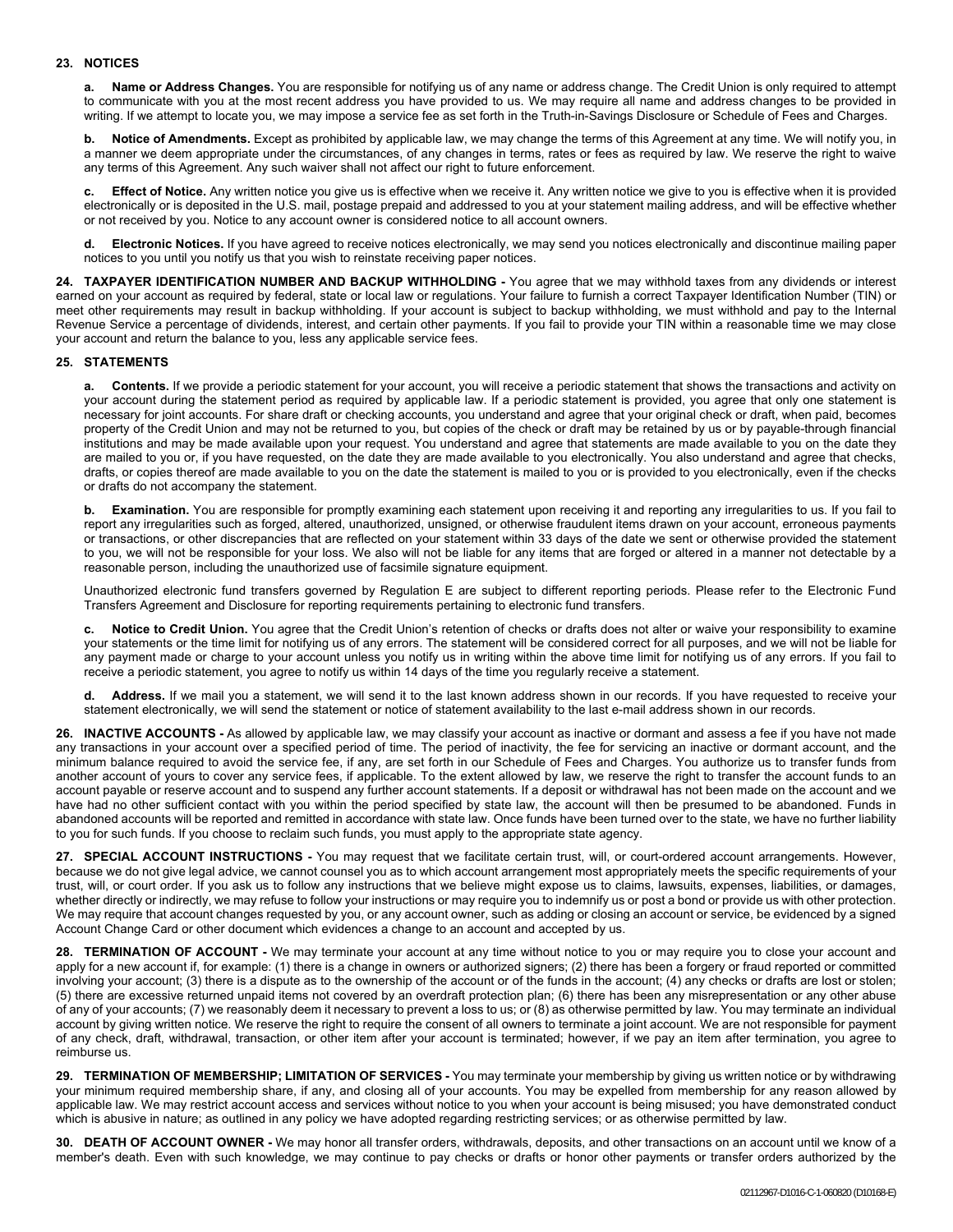## 23. NOTICES

**a. Name or Address Changes.** You are responsible for notifying us of any name or address change. The Credit Union is only required to attempt to communicate with you at the most recent address you have provided to us. We may require all name and address changes to be provided in writing. If we attempt to locate you, we may impose a service fee as set forth in the Truth-in-Savings Disclosure or Schedule of Fees and Charges.

**b. Notice of Amendments.** Except as prohibited by applicable law, we may change the terms of this Agreement at any time. We will notify you, in a manner we deem appropriate under the circumstances, of any changes in terms, rates or fees as required by law. We reserve the right to waive any terms of this Agreement. Any such waiver shall not affect our right to future enforcement.

**c. Effect of Notice.** Any written notice you give us is effective when we receive it. Any written notice we give to you is effective when it is provided electronically or is deposited in the U.S. mail, postage prepaid and addressed to you at your statement mailing address, and will be effective whether or not received by you. Notice to any account owner is considered notice to all account owners.

**d. Electronic Notices.** If you have agreed to receive notices electronically, we may send you notices electronically and discontinue mailing paper notices to you until you notify us that you wish to reinstate receiving paper notices.

**24. TAXPAYER IDENTIFICATION NUMBER AND BACKUP WITHHOLDING -** You agree that we may withhold taxes from any dividends or interest earned on your account as required by federal, state or local law or regulations. Your failure to furnish a correct Taxpayer Identification Number (TIN) or meet other requirements may result in backup withholding. If your account is subject to backup withholding, we must withhold and pay to the Internal Revenue Service a percentage of dividends, interest, and certain other payments. If you fail to provide your TIN within a reasonable time we may close your account and return the balance to you, less any applicable service fees.

## 25. STATEMENTS

**a. Contents.** If we provide a periodic statement for your account, you will receive a periodic statement that shows the transactions and activity on your account during the statement period as required by applicable law. If a periodic statement is provided, you agree that only one statement is necessary for joint accounts. For share draft or checking accounts, you understand and agree that your original check or draft, when paid, becomes property of the Credit Union and may not be returned to you, but copies of the check or draft may be retained by us or by payable-through financial institutions and may be made available upon your request. You understand and agree that statements are made available to you on the date they are mailed to you or, if you have requested, on the date they are made available to you electronically. You also understand and agree that checks, drafts, or copies thereof are made available to you on the date the statement is mailed to you or is provided to you electronically, even if the checks or drafts do not accompany the statement.

**b. Examination.** You are responsible for promptly examining each statement upon receiving it and reporting any irregularities to us. If you fail to report any irregularities such as forged, altered, unauthorized, unsigned, or otherwise fraudulent items drawn on your account, erroneous payments or transactions, or other discrepancies that are reflected on your statement within 33 days of the date we sent or otherwise provided the statement to you, we will not be responsible for your loss. We also will not be liable for any items that are forged or altered in a manner not detectable by a reasonable person, including the unauthorized use of facsimile signature equipment.

Unauthorized electronic fund transfers governed by Regulation E are subject to different reporting periods. Please refer to the Electronic Fund Transfers Agreement and Disclosure for reporting requirements pertaining to electronic fund transfers.

**c. Notice to Credit Union.** You agree that the Credit Union's retention of checks or drafts does not alter or waive your responsibility to examine your statements or the time limit for notifying us of any errors. The statement will be considered correct for all purposes, and we will not be liable for any payment made or charge to your account unless you notify us in writing within the above time limit for notifying us of any errors. If you fail to receive a periodic statement, you agree to notify us within 14 days of the time you regularly receive a statement.

**d. Address.** If we mail you a statement, we will send it to the last known address shown in our records. If you have requested to receive your statement electronically, we will send the statement or notice of statement availability to the last e-mail address shown in our records.

**26. INACTIVE ACCOUNTS -** As allowed by applicable law, we may classify your account as inactive or dormant and assess a fee if you have not made any transactions in your account over a specified period of time. The period of inactivity, the fee for servicing an inactive or dormant account, and the minimum balance required to avoid the service fee, if any, are set forth in our Schedule of Fees and Charges. You authorize us to transfer funds from another account of yours to cover any service fees, if applicable. To the extent allowed by law, we reserve the right to transfer the account funds to an account payable or reserve account and to suspend any further account statements. If a deposit or withdrawal has not been made on the account and we have had no other sufficient contact with you within the period specified by state law, the account will then be presumed to be abandoned. Funds in abandoned accounts will be reported and remitted in accordance with state law. Once funds have been turned over to the state, we have no further liability to you for such funds. If you choose to reclaim such funds, you must apply to the appropriate state agency.

**27. SPECIAL ACCOUNT INSTRUCTIONS -** You may request that we facilitate certain trust, will, or court-ordered account arrangements. However, because we do not give legal advice, we cannot counsel you as to which account arrangement most appropriately meets the specific requirements of your trust, will, or court order. If you ask us to follow any instructions that we believe might expose us to claims, lawsuits, expenses, liabilities, or damages, whether directly or indirectly, we may refuse to follow your instructions or may require you to indemnify us or post a bond or provide us with other protection. We may require that account changes requested by you, or any account owner, such as adding or closing an account or service, be evidenced by a signed Account Change Card or other document which evidences a change to an account and accepted by us.

**28. TERMINATION OF ACCOUNT -** We may terminate your account at any time without notice to you or may require you to close your account and apply for a new account if, for example: (1) there is a change in owners or authorized signers; (2) there has been a forgery or fraud reported or committed involving your account; (3) there is a dispute as to the ownership of the account or of the funds in the account; (4) any checks or drafts are lost or stolen; (5) there are excessive returned unpaid items not covered by an overdraft protection plan; (6) there has been any misrepresentation or any other abuse of any of your accounts; (7) we reasonably deem it necessary to prevent a loss to us; or (8) as otherwise permitted by law. You may terminate an individual account by giving written notice. We reserve the right to require the consent of all owners to terminate a joint account. We are not responsible for payment of any check, draft, withdrawal, transaction, or other item after your account is terminated; however, if we pay an item after termination, you agree to reimburse us.

**29. TERMINATION OF MEMBERSHIP; LIMITATION OF SERVICES -** You may terminate your membership by giving us written notice or by withdrawing your minimum required membership share, if any, and closing all of your accounts. You may be expelled from membership for any reason allowed by applicable law. We may restrict account access and services without notice to you when your account is being misused; you have demonstrated conduct which is abusive in nature; as outlined in any policy we have adopted regarding restricting services; or as otherwise permitted by law.

**30. DEATH OF ACCOUNT OWNER -** We may honor all transfer orders, withdrawals, deposits, and other transactions on an account until we know of a member's death. Even with such knowledge, we may continue to pay checks or drafts or honor other payments or transfer orders authorized by the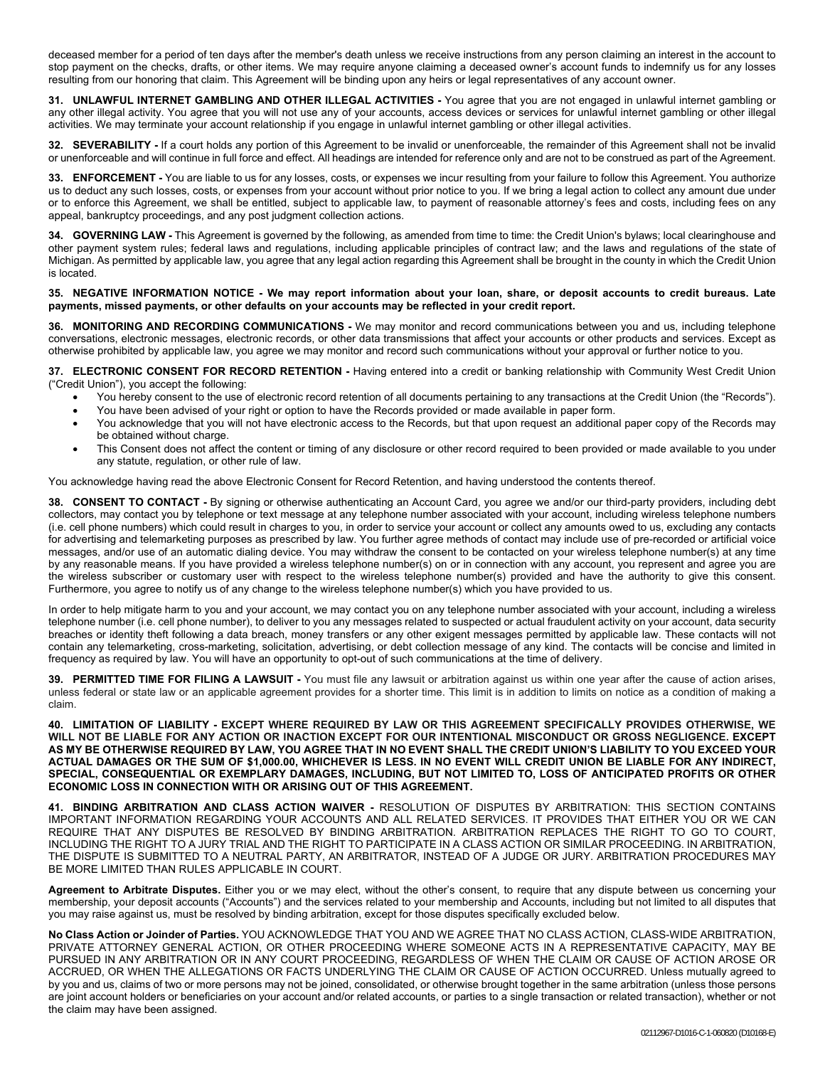deceased member for a period of ten days after the member's death unless we receive instructions from any person claiming an interest in the account to stop payment on the checks, drafts, or other items. We may require anyone claiming a deceased owner's account funds to indemnify us for any losses resulting from our honoring that claim. This Agreement will be binding upon any heirs or legal representatives of any account owner.

**31. UNLAWFUL INTERNET GAMBLING AND OTHER ILLEGAL ACTIVITIES -** You agree that you are not engaged in unlawful internet gambling or any other illegal activity. You agree that you will not use any of your accounts, access devices or services for unlawful internet gambling or other illegal activities. We may terminate your account relationship if you engage in unlawful internet gambling or other illegal activities.

**32. SEVERABILITY -** If a court holds any portion of this Agreement to be invalid or unenforceable, the remainder of this Agreement shall not be invalid or unenforceable and will continue in full force and effect. All headings are intended for reference only and are not to be construed as part of the Agreement.

**33. ENFORCEMENT -** You are liable to us for any losses, costs, or expenses we incur resulting from your failure to follow this Agreement. You authorize us to deduct any such losses, costs, or expenses from your account without prior notice to you. If we bring a legal action to collect any amount due under or to enforce this Agreement, we shall be entitled, subject to applicable law, to payment of reasonable attorney's fees and costs, including fees on any appeal, bankruptcy proceedings, and any post judgment collection actions.

**34. GOVERNING LAW -** This Agreement is governed by the following, as amended from time to time: the Credit Union's bylaws; local clearinghouse and other payment system rules; federal laws and regulations, including applicable principles of contract law; and the laws and regulations of the state of Michigan. As permitted by applicable law, you agree that any legal action regarding this Agreement shall be brought in the county in which the Credit Union is located.

**35. NEGATIVE INFORMATION NOTICE - We may report information about your loan, share, or deposit accounts to credit bureaus. Late payments, missed payments, or other defaults on your accounts may be reflected in your credit report.**

**36. MONITORING AND RECORDING COMMUNICATIONS -** We may monitor and record communications between you and us, including telephone conversations, electronic messages, electronic records, or other data transmissions that affect your accounts or other products and services. Except as otherwise prohibited by applicable law, you agree we may monitor and record such communications without your approval or further notice to you.

**37. ELECTRONIC CONSENT FOR RECORD RETENTION -** Having entered into a credit or banking relationship with Community West Credit Union ("Credit Union"), you accept the following:

- You hereby consent to the use of electronic record retention of all documents pertaining to any transactions at the Credit Union (the "Records").
- You have been advised of your right or option to have the Records provided or made available in paper form.
- You acknowledge that you will not have electronic access to the Records, but that upon request an additional paper copy of the Records may be obtained without charge.
- This Consent does not affect the content or timing of any disclosure or other record required to been provided or made available to you under any statute, regulation, or other rule of law.

You acknowledge having read the above Electronic Consent for Record Retention, and having understood the contents thereof.

**38. CONSENT TO CONTACT -** By signing or otherwise authenticating an Account Card, you agree we and/or our third-party providers, including debt collectors, may contact you by telephone or text message at any telephone number associated with your account, including wireless telephone numbers (i.e. cell phone numbers) which could result in charges to you, in order to service your account or collect any amounts owed to us, excluding any contacts for advertising and telemarketing purposes as prescribed by law. You further agree methods of contact may include use of pre-recorded or artificial voice messages, and/or use of an automatic dialing device. You may withdraw the consent to be contacted on your wireless telephone number(s) at any time by any reasonable means. If you have provided a wireless telephone number(s) on or in connection with any account, you represent and agree you are the wireless subscriber or customary user with respect to the wireless telephone number(s) provided and have the authority to give this consent. Furthermore, you agree to notify us of any change to the wireless telephone number(s) which you have provided to us.

In order to help mitigate harm to you and your account, we may contact you on any telephone number associated with your account, including a wireless telephone number (i.e. cell phone number), to deliver to you any messages related to suspected or actual fraudulent activity on your account, data security breaches or identity theft following a data breach, money transfers or any other exigent messages permitted by applicable law. These contacts will not contain any telemarketing, cross-marketing, solicitation, advertising, or debt collection message of any kind. The contacts will be concise and limited in frequency as required by law. You will have an opportunity to opt-out of such communications at the time of delivery.

**39. PERMITTED TIME FOR FILING A LAWSUIT -** You must file any lawsuit or arbitration against us within one year after the cause of action arises, unless federal or state law or an applicable agreement provides for a shorter time. This limit is in addition to limits on notice as a condition of making a claim.

**40. LIMITATION OF LIABILITY - EXCEPT WHERE REQUIRED BY LAW OR THIS AGREEMENT SPECIFICALLY PROVIDES OTHERWISE, WE WILL NOT BE LIABLE FOR ANY ACTION OR INACTION EXCEPT FOR OUR INTENTIONAL MISCONDUCT OR GROSS NEGLIGENCE. EXCEPT AS MY BE OTHERWISE REQUIRED BY LAW, YOU AGREE THAT IN NO EVENT SHALL THE CREDIT UNION'S LIABILITY TO YOU EXCEED YOUR ACTUAL DAMAGES OR THE SUM OF $1,000.00, WHICHEVER IS LESS. IN NO EVENT WILL CREDIT UNION BE LIABLE FOR ANY INDIRECT, SPECIAL, CONSEQUENTIAL OR EXEMPLARY DAMAGES, INCLUDING, BUT NOT LIMITED TO, LOSS OF ANTICIPATED PROFITS OR OTHER ECONOMIC LOSS IN CONNECTION WITH OR ARISING OUT OF THIS AGREEMENT.**

**41. BINDING ARBITRATION AND CLASS ACTION WAIVER -** RESOLUTION OF DISPUTES BY ARBITRATION: THIS SECTION CONTAINS IMPORTANT INFORMATION REGARDING YOUR ACCOUNTS AND ALL RELATED SERVICES. IT PROVIDES THAT EITHER YOU OR WE CAN REQUIRE THAT ANY DISPUTES BE RESOLVED BY BINDING ARBITRATION. ARBITRATION REPLACES THE RIGHT TO GO TO COURT, INCLUDING THE RIGHT TO A JURY TRIAL AND THE RIGHT TO PARTICIPATE IN A CLASS ACTION OR SIMILAR PROCEEDING. IN ARBITRATION, THE DISPUTE IS SUBMITTED TO A NEUTRAL PARTY, AN ARBITRATOR, INSTEAD OF A JUDGE OR JURY. ARBITRATION PROCEDURES MAY BE MORE LIMITED THAN RULES APPLICABLE IN COURT.

**Agreement to Arbitrate Disputes.** Either you or we may elect, without the other's consent, to require that any dispute between us concerning your membership, your deposit accounts ("Accounts") and the services related to your membership and Accounts, including but not limited to all disputes that you may raise against us, must be resolved by binding arbitration, except for those disputes specifically excluded below.

**No Class Action or Joinder of Parties.** YOU ACKNOWLEDGE THAT YOU AND WE AGREE THAT NO CLASS ACTION, CLASS-WIDE ARBITRATION, PRIVATE ATTORNEY GENERAL ACTION, OR OTHER PROCEEDING WHERE SOMEONE ACTS IN A REPRESENTATIVE CAPACITY, MAY BE PURSUED IN ANY ARBITRATION OR IN ANY COURT PROCEEDING, REGARDLESS OF WHEN THE CLAIM OR CAUSE OF ACTION AROSE OR ACCRUED, OR WHEN THE ALLEGATIONS OR FACTS UNDERLYING THE CLAIM OR CAUSE OF ACTION OCCURRED. Unless mutually agreed to by you and us, claims of two or more persons may not be joined, consolidated, or otherwise brought together in the same arbitration (unless those persons are joint account holders or beneficiaries on your account and/or related accounts, or parties to a single transaction or related transaction), whether or not the claim may have been assigned.

02112967-D1016-C-1-060820 (D10168-E)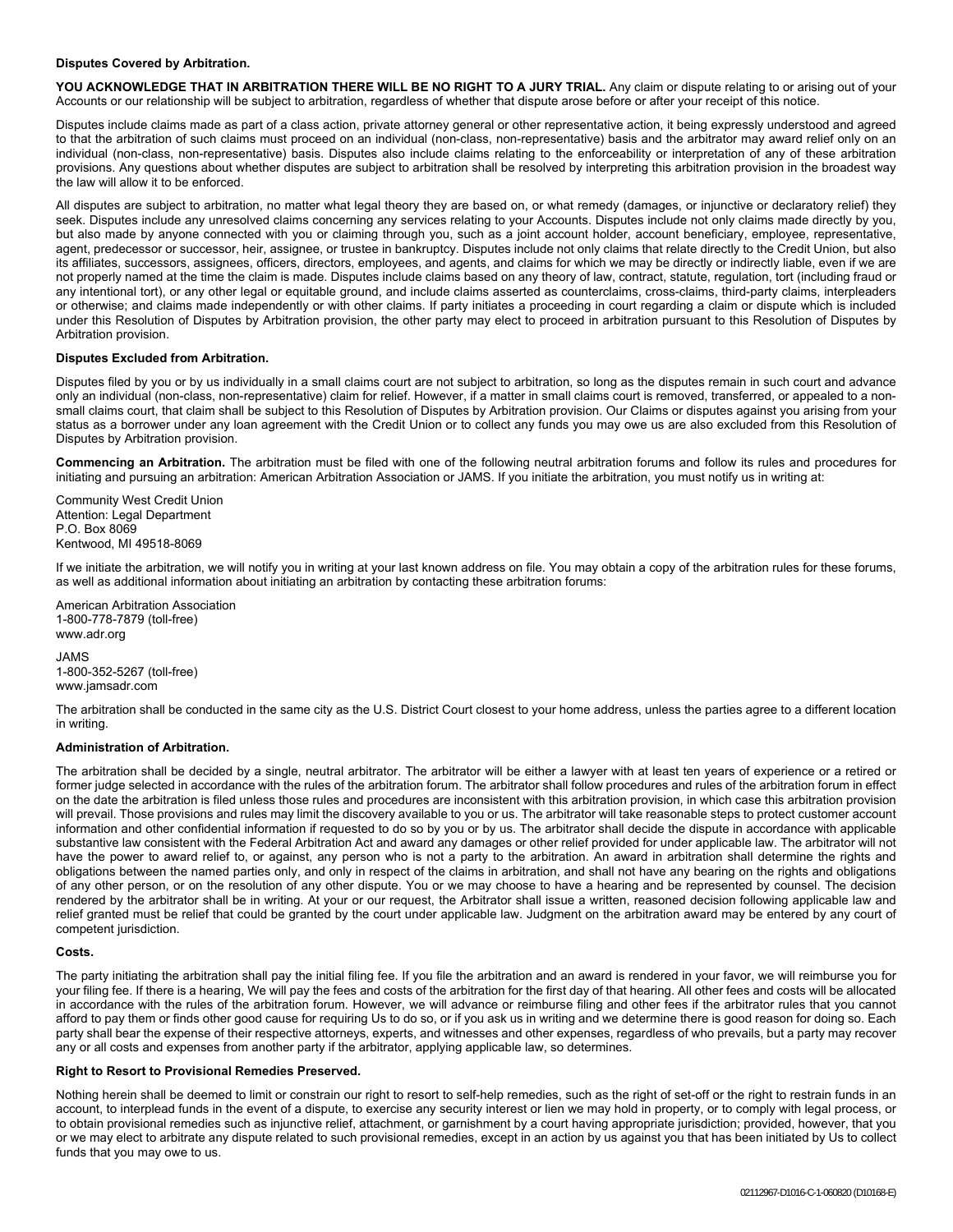**Disputes Covered by Arbitration.**

**YOU ACKNOWLEDGE THAT IN ARBITRATION THERE WILL BE NO RIGHT TO A JURY TRIAL.** Any claim or dispute relating to or arising out of your Accounts or our relationship will be subject to arbitration, regardless of whether that dispute arose before or after your receipt of this notice.

Disputes include claims made as part of a class action, private attorney general or other representative action, it being expressly understood and agreed to that the arbitration of such claims must proceed on an individual (non-class, non-representative) basis and the arbitrator may award relief only on an individual (non-class, non-representative) basis. Disputes also include claims relating to the enforceability or interpretation of any of these arbitration provisions. Any questions about whether disputes are subject to arbitration shall be resolved by interpreting this arbitration provision in the broadest way the law will allow it to be enforced.

All disputes are subject to arbitration, no matter what legal theory they are based on, or what remedy (damages, or injunctive or declaratory relief) they seek. Disputes include any unresolved claims concerning any services relating to your Accounts. Disputes include not only claims made directly by you, but also made by anyone connected with you or claiming through you, such as a joint account holder, account beneficiary, employee, representative, agent, predecessor or successor, heir, assignee, or trustee in bankruptcy. Disputes include not only claims that relate directly to the Credit Union, but also its affiliates, successors, assignees, officers, directors, employees, and agents, and claims for which we may be directly or indirectly liable, even if we are not properly named at the time the claim is made. Disputes include claims based on any theory of law, contract, statute, regulation, tort (including fraud or any intentional tort), or any other legal or equitable ground, and include claims asserted as counterclaims, cross-claims, third-party claims, interpleaders or otherwise; and claims made independently or with other claims. If party initiates a proceeding in court regarding a claim or dispute which is included under this Resolution of Disputes by Arbitration provision, the other party may elect to proceed in arbitration pursuant to this Resolution of Disputes by Arbitration provision.

**Disputes Excluded from Arbitration.**

Disputes filed by you or by us individually in a small claims court are not subject to arbitration, so long as the disputes remain in such court and advance only an individual (non-class, non-representative) claim for relief. However, if a matter in small claims court is removed, transferred, or appealed to a non-small claims court, that claim shall be subject to this Resolution of Disputes by Arbitration provision. Our Claims or disputes against you arising from your status as a borrower under any loan agreement with the Credit Union or to collect any funds you may owe us are also excluded from this Resolution of Disputes by Arbitration provision.

**Commencing an Arbitration.** The arbitration must be filed with one of the following neutral arbitration forums and follow its rules and procedures for initiating and pursuing an arbitration: American Arbitration Association or JAMS. If you initiate the arbitration, you must notify us in writing at:

Community West Credit Union  
Attention: Legal Department  
P.O. Box 8069  
Kentwood, MI 49518-8069

If we initiate the arbitration, we will notify you in writing at your last known address on file. You may obtain a copy of the arbitration rules for these forums, as well as additional information about initiating an arbitration by contacting these arbitration forums:

American Arbitration Association  
1-800-778-7879 (toll-free)  
www.adr.org

JAMS  
1-800-352-5267 (toll-free)  
www.jamsadr.com

The arbitration shall be conducted in the same city as the U.S. District Court closest to your home address, unless the parties agree to a different location in writing.

**Administration of Arbitration.**

The arbitration shall be decided by a single, neutral arbitrator. The arbitrator will be either a lawyer with at least ten years of experience or a retired or former judge selected in accordance with the rules of the arbitration forum. The arbitrator shall follow procedures and rules of the arbitration forum in effect on the date the arbitration is filed unless those rules and procedures are inconsistent with this arbitration provision, in which case this arbitration provision will prevail. Those provisions and rules may limit the discovery available to you or us. The arbitrator will take reasonable steps to protect customer account information and other confidential information if requested to do so by you or by us. The arbitrator shall decide the dispute in accordance with applicable substantive law consistent with the Federal Arbitration Act and award any damages or other relief provided for under applicable law. The arbitrator will not have the power to award relief to, or against, any person who is not a party to the arbitration. An award in arbitration shall determine the rights and obligations between the named parties only, and only in respect of the claims in arbitration, and shall not have any bearing on the rights and obligations of any other person, or on the resolution of any other dispute. You or we may choose to have a hearing and be represented by counsel. The decision rendered by the arbitrator shall be in writing. At your or our request, the Arbitrator shall issue a written, reasoned decision following applicable law and relief granted must be relief that could be granted by the court under applicable law. Judgment on the arbitration award may be entered by any court of competent jurisdiction.

**Costs.**

The party initiating the arbitration shall pay the initial filing fee. If you file the arbitration and an award is rendered in your favor, we will reimburse you for your filing fee. If there is a hearing, We will pay the fees and costs of the arbitration for the first day of that hearing. All other fees and costs will be allocated in accordance with the rules of the arbitration forum. However, we will advance or reimburse filing and other fees if the arbitrator rules that you cannot afford to pay them or finds other good cause for requiring Us to do so, or if you ask us in writing and we determine there is good reason for doing so. Each party shall bear the expense of their respective attorneys, experts, and witnesses and other expenses, regardless of who prevails, but a party may recover any or all costs and expenses from another party if the arbitrator, applying applicable law, so determines.

**Right to Resort to Provisional Remedies Preserved.**

Nothing herein shall be deemed to limit or constrain our right to resort to self-help remedies, such as the right of set-off or the right to restrain funds in an account, to interplead funds in the event of a dispute, to exercise any security interest or lien we may hold in property, or to comply with legal process, or to obtain provisional remedies such as injunctive relief, attachment, or garnishment by a court having appropriate jurisdiction; provided, however, that you or we may elect to arbitrate any dispute related to such provisional remedies, except in an action by us against you that has been initiated by Us to collect funds that you may owe to us.

02112967-D1016-C-1-060820 (D10168-E)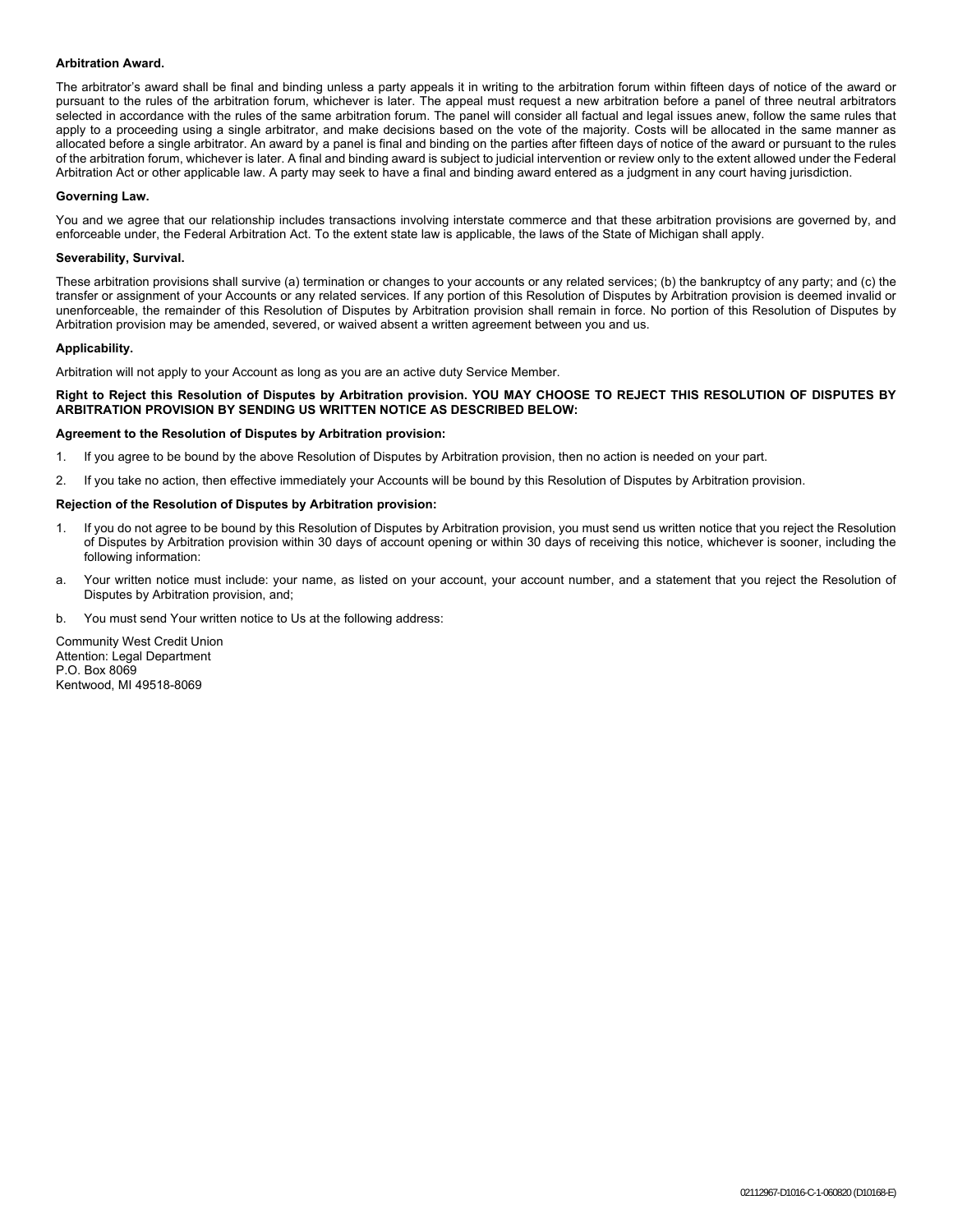**Arbitration Award.**

The arbitrator's award shall be final and binding unless a party appeals it in writing to the arbitration forum within fifteen days of notice of the award or pursuant to the rules of the arbitration forum, whichever is later. The appeal must request a new arbitration before a panel of three neutral arbitrators selected in accordance with the rules of the same arbitration forum. The panel will consider all factual and legal issues anew, follow the same rules that apply to a proceeding using a single arbitrator, and make decisions based on the vote of the majority. Costs will be allocated in the same manner as allocated before a single arbitrator. An award by a panel is final and binding on the parties after fifteen days of notice of the award or pursuant to the rules of the arbitration forum, whichever is later. A final and binding award is subject to judicial intervention or review only to the extent allowed under the Federal Arbitration Act or other applicable law. A party may seek to have a final and binding award entered as a judgment in any court having jurisdiction.

**Governing Law.**

You and we agree that our relationship includes transactions involving interstate commerce and that these arbitration provisions are governed by, and enforceable under, the Federal Arbitration Act. To the extent state law is applicable, the laws of the State of Michigan shall apply.

**Severability, Survival.**

These arbitration provisions shall survive (a) termination or changes to your accounts or any related services; (b) the bankruptcy of any party; and (c) the transfer or assignment of your Accounts or any related services. If any portion of this Resolution of Disputes by Arbitration provision is deemed invalid or unenforceable, the remainder of this Resolution of Disputes by Arbitration provision shall remain in force. No portion of this Resolution of Disputes by Arbitration provision may be amended, severed, or waived absent a written agreement between you and us.

**Applicability.**

Arbitration will not apply to your Account as long as you are an active duty Service Member.

**Right to Reject this Resolution of Disputes by Arbitration provision. YOU MAY CHOOSE TO REJECT THIS RESOLUTION OF DISPUTES BY ARBITRATION PROVISION BY SENDING US WRITTEN NOTICE AS DESCRIBED BELOW:**

**Agreement to the Resolution of Disputes by Arbitration provision:**

1. If you agree to be bound by the above Resolution of Disputes by Arbitration provision, then no action is needed on your part.
2. If you take no action, then effective immediately your Accounts will be bound by this Resolution of Disputes by Arbitration provision.

**Rejection of the Resolution of Disputes by Arbitration provision:**

1. If you do not agree to be bound by this Resolution of Disputes by Arbitration provision, you must send us written notice that you reject the Resolution of Disputes by Arbitration provision within 30 days of account opening or within 30 days of receiving this notice, whichever is sooner, including the following information:

a. Your written notice must include: your name, as listed on your account, your account number, and a statement that you reject the Resolution of Disputes by Arbitration provision, and;

b. You must send Your written notice to Us at the following address:

Community West Credit Union
Attention: Legal Department
P.O. Box 8069
Kentwood, MI 49518-8069

02112967-D1016-C-1-060820 (D10168-E)